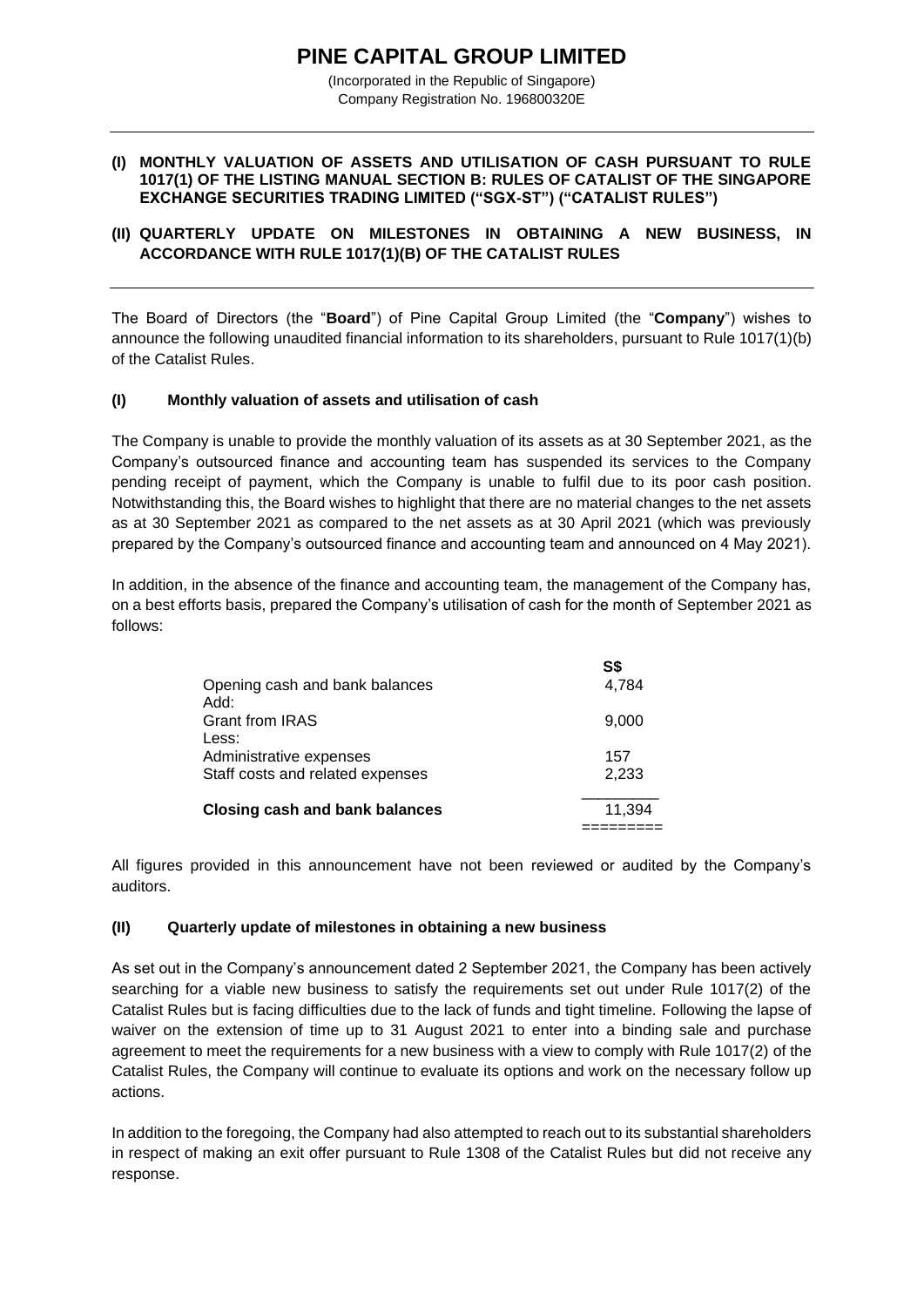# PINE CAPITAL GROUP LIMITED

(Incorporated in the Republic of Singapore)
Company Registration No. 196800320E

---

**(I) MONTHLY VALUATION OF ASSETS AND UTILISATION OF CASH PURSUANT TO RULE 1017(1) OF THE LISTING MANUAL SECTION B: RULES OF CATALIST OF THE SINGAPORE EXCHANGE SECURITIES TRADING LIMITED ("SGX-ST") ("CATALIST RULES")**

**(II) QUARTERLY UPDATE ON MILESTONES IN OBTAINING A NEW BUSINESS, IN ACCORDANCE WITH RULE 1017(1)(B) OF THE CATALIST RULES**

---

The Board of Directors (the "**Board**") of Pine Capital Group Limited (the "**Company**") wishes to announce the following unaudited financial information to its shareholders, pursuant to Rule 1017(1)(b) of the Catalist Rules.

## (I) Monthly valuation of assets and utilisation of cash

The Company is unable to provide the monthly valuation of its assets as at 30 September 2021, as the Company's outsourced finance and accounting team has suspended its services to the Company pending receipt of payment, which the Company is unable to fulfil due to its poor cash position. Notwithstanding this, the Board wishes to highlight that there are no material changes to the net assets as at 30 September 2021 as compared to the net assets as at 30 April 2021 (which was previously prepared by the Company's outsourced finance and accounting team and announced on 4 May 2021).

In addition, in the absence of the finance and accounting team, the management of the Company has, on a best efforts basis, prepared the Company's utilisation of cash for the month of September 2021 as follows:

| | **S$** |
|---|---|
| Opening cash and bank balances | 4,784 |
| Add: | |
| Grant from IRAS | 9,000 |
| Less: | |
| Administrative expenses | 157 |
| Staff costs and related expenses | 2,233 |
| **Closing cash and bank balances** | 11,394 |

All figures provided in this announcement have not been reviewed or audited by the Company's auditors.

## (II) Quarterly update of milestones in obtaining a new business

As set out in the Company's announcement dated 2 September 2021, the Company has been actively searching for a viable new business to satisfy the requirements set out under Rule 1017(2) of the Catalist Rules but is facing difficulties due to the lack of funds and tight timeline. Following the lapse of waiver on the extension of time up to 31 August 2021 to enter into a binding sale and purchase agreement to meet the requirements for a new business with a view to comply with Rule 1017(2) of the Catalist Rules, the Company will continue to evaluate its options and work on the necessary follow up actions.

In addition to the foregoing, the Company had also attempted to reach out to its substantial shareholders in respect of making an exit offer pursuant to Rule 1308 of the Catalist Rules but did not receive any response.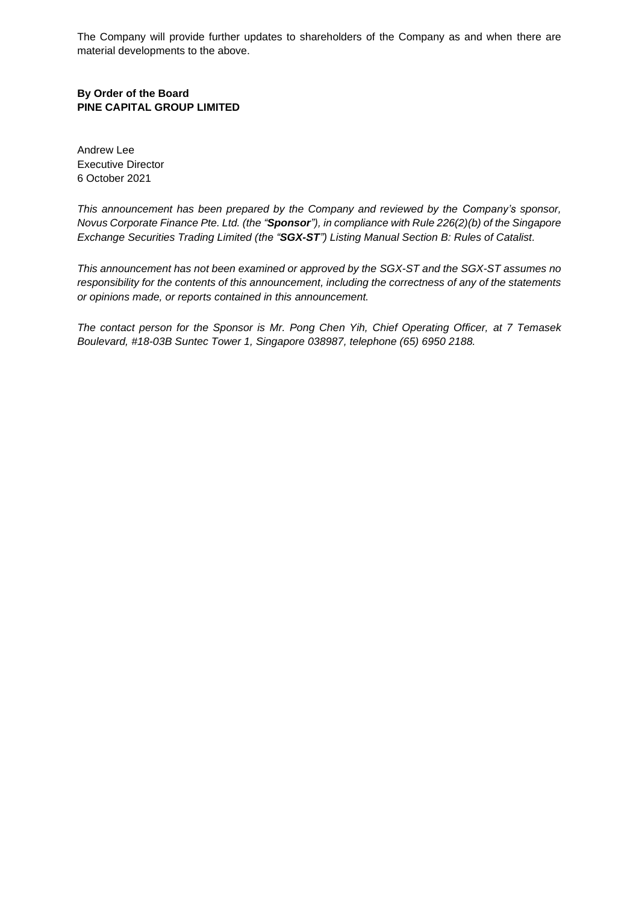The Company will provide further updates to shareholders of the Company as and when there are material developments to the above.

**By Order of the Board**
**PINE CAPITAL GROUP LIMITED**

Andrew Lee
Executive Director
6 October 2021

*This announcement has been prepared by the Company and reviewed by the Company's sponsor, Novus Corporate Finance Pte. Ltd. (the "**Sponsor**"), in compliance with Rule 226(2)(b) of the Singapore Exchange Securities Trading Limited (the "**SGX-ST**") Listing Manual Section B: Rules of Catalist.*

*This announcement has not been examined or approved by the SGX-ST and the SGX-ST assumes no responsibility for the contents of this announcement, including the correctness of any of the statements or opinions made, or reports contained in this announcement.*

*The contact person for the Sponsor is Mr. Pong Chen Yih, Chief Operating Officer, at 7 Temasek Boulevard, #18-03B Suntec Tower 1, Singapore 038987, telephone (65) 6950 2188.*